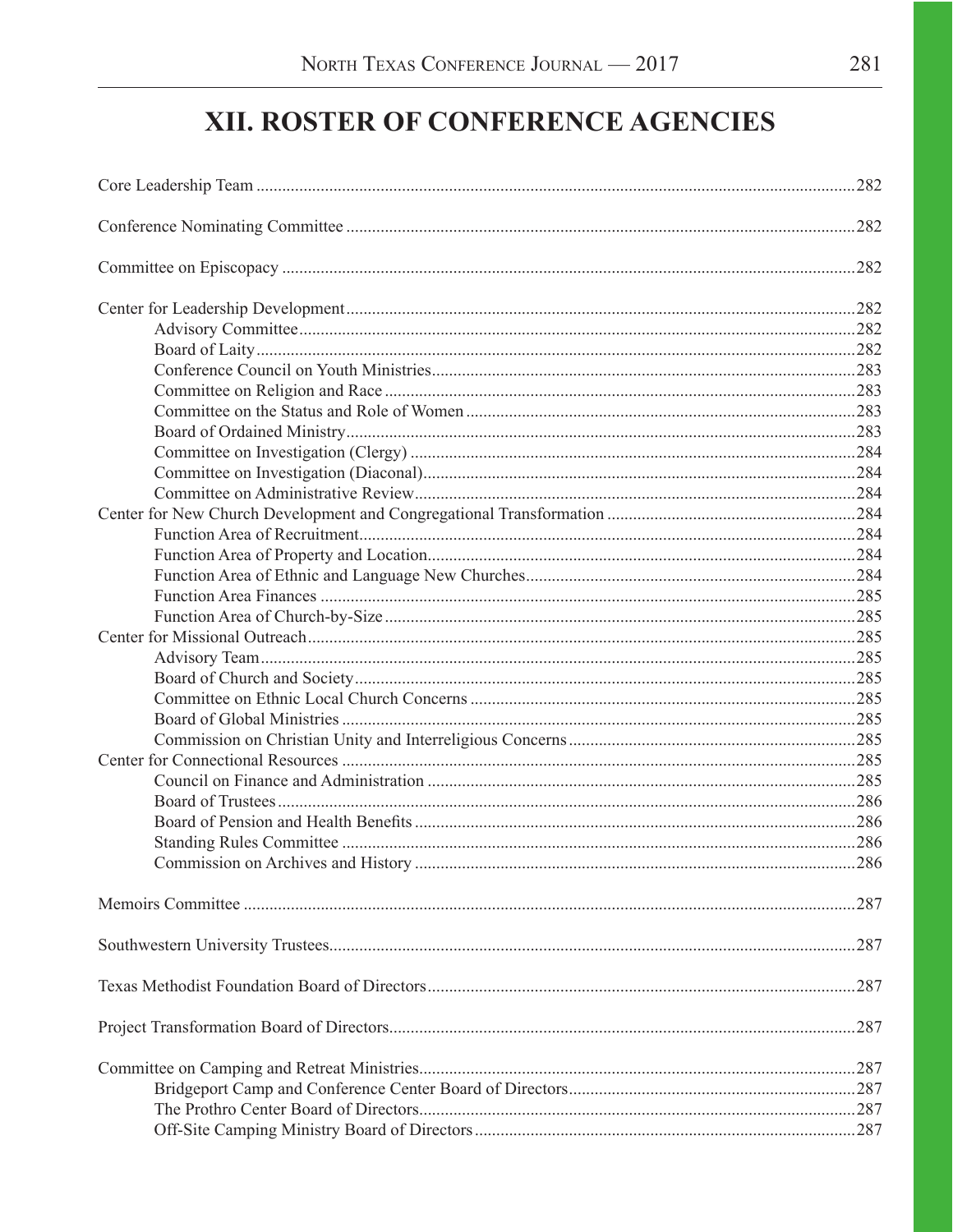# XII. ROSTER OF CONFERENCE AGENCIES

Core Leadership Team .......... 282

Conference Nominating Committee .......... 282

Committee on Episcopacy .......... 282

Center for Leadership Development .......... 282
- Advisory Committee .......... 282
- Board of Laity .......... 282
- Conference Council on Youth Ministries .......... 283
- Committee on Religion and Race .......... 283
- Committee on the Status and Role of Women .......... 283
- Board of Ordained Ministry .......... 283
- Committee on Investigation (Clergy) .......... 284
- Committee on Investigation (Diaconal) .......... 284
- Committee on Administrative Review .......... 284

Center for New Church Development and Congregational Transformation .......... 284
- Function Area of Recruitment .......... 284
- Function Area of Property and Location .......... 284
- Function Area of Ethnic and Language New Churches .......... 284
- Function Area Finances .......... 285
- Function Area of Church-by-Size .......... 285

Center for Missional Outreach .......... 285
- Advisory Team .......... 285
- Board of Church and Society .......... 285
- Committee on Ethnic Local Church Concerns .......... 285
- Board of Global Ministries .......... 285
- Commission on Christian Unity and Interreligious Concerns .......... 285

Center for Connectional Resources .......... 285
- Council on Finance and Administration .......... 285
- Board of Trustees .......... 286
- Board of Pension and Health Benefits .......... 286
- Standing Rules Committee .......... 286
- Commission on Archives and History .......... 286

Memoirs Committee .......... 287

Southwestern University Trustees .......... 287

Texas Methodist Foundation Board of Directors .......... 287

Project Transformation Board of Directors .......... 287

Committee on Camping and Retreat Ministries .......... 287
- Bridgeport Camp and Conference Center Board of Directors .......... 287
- The Prothro Center Board of Directors .......... 287
- Off-Site Camping Ministry Board of Directors .......... 287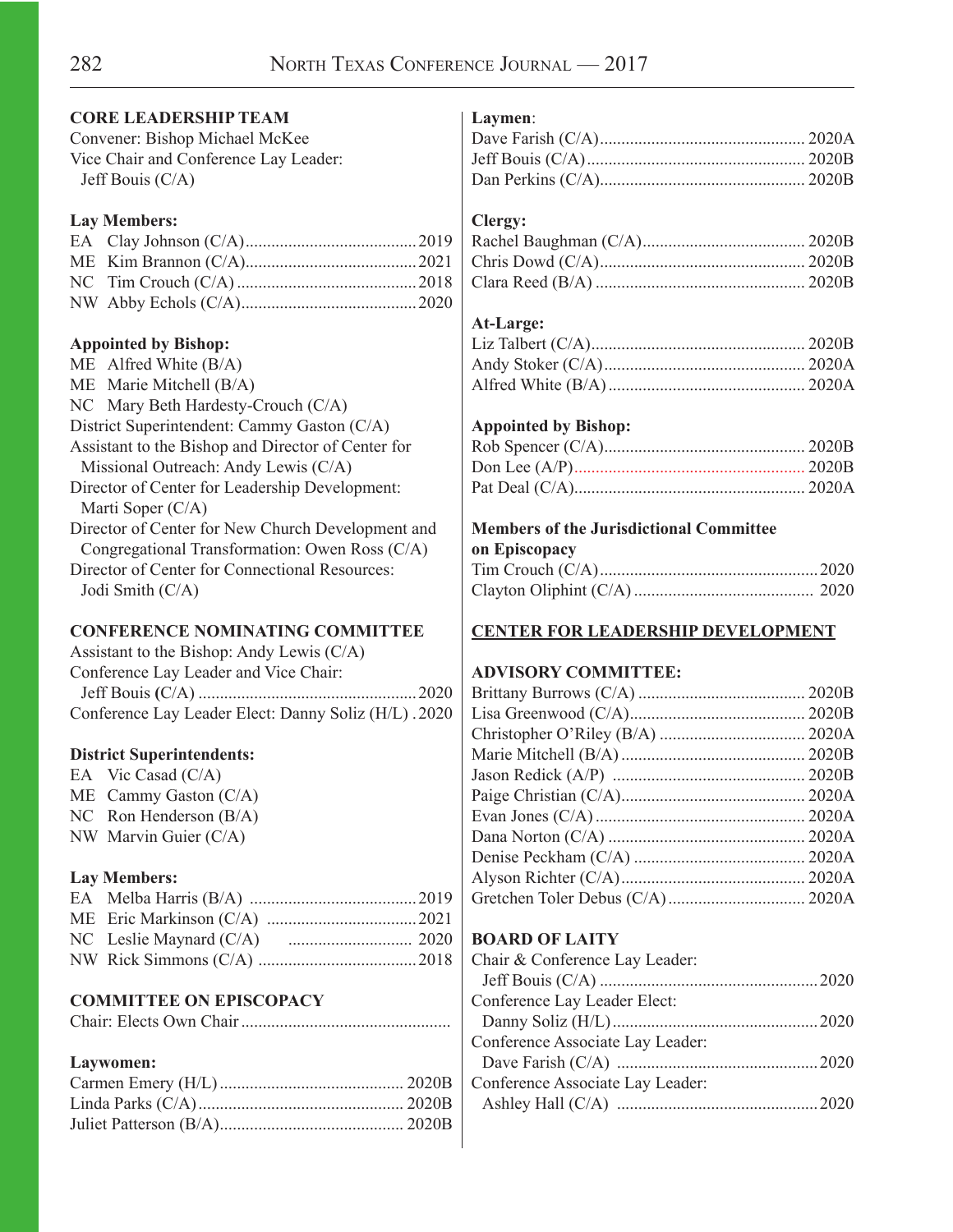## CORE LEADERSHIP TEAM

Convener: Bishop Michael McKee
Vice Chair and Conference Lay Leader:
Jeff Bouis (C/A)

**Lay Members:**

EA Clay Johnson (C/A)........................................2019
ME Kim Brannon (C/A)........................................2021
NC Tim Crouch (C/A)..........................................2018
NW Abby Echols (C/A).........................................2020

**Appointed by Bishop:**

ME Alfred White (B/A)
ME Marie Mitchell (B/A)
NC Mary Beth Hardesty-Crouch (C/A)
District Superintendent: Cammy Gaston (C/A)
Assistant to the Bishop and Director of Center for Missional Outreach: Andy Lewis (C/A)
Director of Center for Leadership Development: Marti Soper (C/A)
Director of Center for New Church Development and Congregational Transformation: Owen Ross (C/A)
Director of Center for Connectional Resources: Jodi Smith (C/A)

## CONFERENCE NOMINATING COMMITTEE

Assistant to the Bishop: Andy Lewis (C/A)
Conference Lay Leader and Vice Chair:
Jeff Bouis (C/A)..................................................2020
Conference Lay Leader Elect: Danny Soliz (H/L) .2020

**District Superintendents:**

EA Vic Casad (C/A)
ME Cammy Gaston (C/A)
NC Ron Henderson (B/A)
NW Marvin Guier (C/A)

**Lay Members:**

EA Melba Harris (B/A).......................................2019
ME Eric Markinson (C/A)...................................2021
NC Leslie Maynard (C/A)............................2020
NW Rick Simmons (C/A).....................................2018

## COMMITTEE ON EPISCOPACY

Chair: Elects Own Chair................................................

**Laywomen:**

Carmen Emery (H/L).......................................... 2020B
Linda Parks (C/A)............................................... 2020B
Juliet Patterson (B/A).......................................... 2020B

**Laymen:**

Dave Farish (C/A)............................................... 2020A
Jeff Bouis (C/A).................................................. 2020B
Dan Perkins (C/A)............................................... 2020B

**Clergy:**

Rachel Baughman (C/A)..................................... 2020B
Chris Dowd (C/A)............................................... 2020B
Clara Reed (B/A)................................................ 2020B

**At-Large:**

Liz Talbert (C/A)................................................. 2020B
Andy Stoker (C/A).............................................. 2020A
Alfred White (B/A)............................................. 2020A

**Appointed by Bishop:**

Rob Spencer (C/A).............................................. 2020B
Don Lee (A/P)..................................................... 2020B
Pat Deal (C/A)..................................................... 2020A

**Members of the Jurisdictional Committee on Episcopacy**

Tim Crouch (C/A)..................................................2020
Clayton Oliphint (C/A).......................................... 2020

## CENTER FOR LEADERSHIP DEVELOPMENT

**ADVISORY COMMITTEE:**

Brittany Burrows (C/A)....................................... 2020B
Lisa Greenwood (C/A)......................................... 2020B
Christopher O'Riley (B/A)................................. 2020A
Marie Mitchell (B/A)........................................... 2020B
Jason Redick (A/P)............................................ 2020B
Paige Christian (C/A)......................................... 2020A
Evan Jones (C/A)................................................ 2020A
Dana Norton (C/A)............................................. 2020A
Denise Peckham (C/A)....................................... 2020A
Alyson Richter (C/A).......................................... 2020A
Gretchen Toler Debus (C/A)............................... 2020A

## BOARD OF LAITY

Chair & Conference Lay Leader:
Jeff Bouis (C/A)..................................................2020
Conference Lay Leader Elect:
Danny Soliz (H/L)...............................................2020
Conference Associate Lay Leader:
Dave Farish (C/A)...............................................2020
Conference Associate Lay Leader:
Ashley Hall (C/A)...............................................2020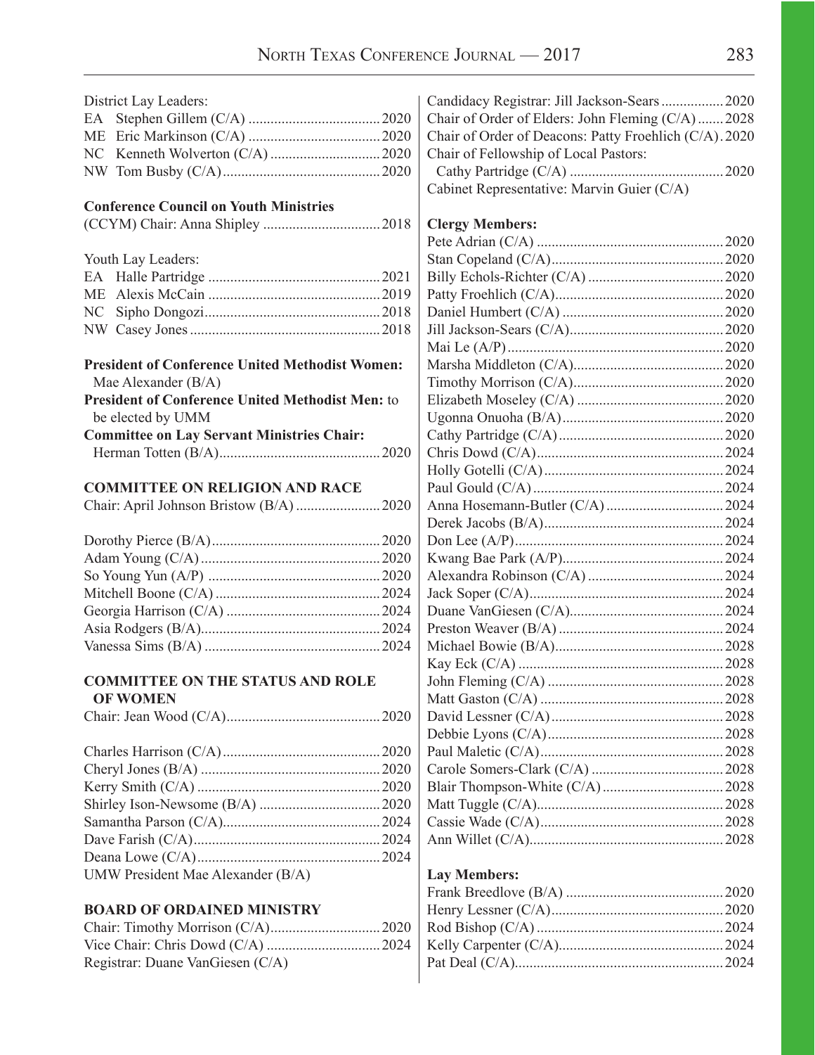District Lay Leaders:

EA Stephen Gillem (C/A) .... 2020
ME Eric Markinson (C/A) .... 2020
NC Kenneth Wolverton (C/A) .... 2020
NW Tom Busby (C/A) .... 2020

**Conference Council on Youth Ministries**

(CCYM) Chair: Anna Shipley .... 2018

Youth Lay Leaders:

EA Halle Partridge .... 2021
ME Alexis McCain .... 2019
NC Sipho Dongozi .... 2018
NW Casey Jones .... 2018

**President of Conference United Methodist Women:** Mae Alexander (B/A)

**President of Conference United Methodist Men:** to be elected by UMM

**Committee on Lay Servant Ministries Chair:** Herman Totten (B/A) .... 2020

**COMMITTEE ON RELIGION AND RACE**

Chair: April Johnson Bristow (B/A) .... 2020

Dorothy Pierce (B/A) .... 2020
Adam Young (C/A) .... 2020
So Young Yun (A/P) .... 2020
Mitchell Boone (C/A) .... 2024
Georgia Harrison (C/A) .... 2024
Asia Rodgers (B/A) .... 2024
Vanessa Sims (B/A) .... 2024

**COMMITTEE ON THE STATUS AND ROLE OF WOMEN**

Chair: Jean Wood (C/A) .... 2020

Charles Harrison (C/A) .... 2020
Cheryl Jones (B/A) .... 2020
Kerry Smith (C/A) .... 2020
Shirley Ison-Newsome (B/A) .... 2020
Samantha Parson (C/A) .... 2024
Dave Farish (C/A) .... 2024
Deana Lowe (C/A) .... 2024
UMW President Mae Alexander (B/A)

**BOARD OF ORDAINED MINISTRY**

Chair: Timothy Morrison (C/A) .... 2020
Vice Chair: Chris Dowd (C/A) .... 2024
Registrar: Duane VanGiesen (C/A)
Candidacy Registrar: Jill Jackson-Sears .... 2020
Chair of Order of Elders: John Fleming (C/A) .... 2028
Chair of Order of Deacons: Patty Froehlich (C/A) . 2020
Chair of Fellowship of Local Pastors: Cathy Partridge (C/A) .... 2020
Cabinet Representative: Marvin Guier (C/A)

**Clergy Members:**

Pete Adrian (C/A) .... 2020
Stan Copeland (C/A) .... 2020
Billy Echols-Richter (C/A) .... 2020
Patty Froehlich (C/A) .... 2020
Daniel Humbert (C/A) .... 2020
Jill Jackson-Sears (C/A) .... 2020
Mai Le (A/P) .... 2020
Marsha Middleton (C/A) .... 2020
Timothy Morrison (C/A) .... 2020
Elizabeth Moseley (C/A) .... 2020
Ugonna Onuoha (B/A) .... 2020
Cathy Partridge (C/A) .... 2020
Chris Dowd (C/A) .... 2024
Holly Gotelli (C/A) .... 2024
Paul Gould (C/A) .... 2024
Anna Hosemann-Butler (C/A) .... 2024
Derek Jacobs (B/A) .... 2024
Don Lee (A/P) .... 2024
Kwang Bae Park (A/P) .... 2024
Alexandra Robinson (C/A) .... 2024
Jack Soper (C/A) .... 2024
Duane VanGiesen (C/A) .... 2024
Preston Weaver (B/A) .... 2024
Michael Bowie (B/A) .... 2028
Kay Eck (C/A) .... 2028
John Fleming (C/A) .... 2028
Matt Gaston (C/A) .... 2028
David Lessner (C/A) .... 2028
Debbie Lyons (C/A) .... 2028
Paul Maletic (C/A) .... 2028
Carole Somers-Clark (C/A) .... 2028
Blair Thompson-White (C/A) .... 2028
Matt Tuggle (C/A) .... 2028
Cassie Wade (C/A) .... 2028
Ann Willet (C/A) .... 2028

**Lay Members:**

Frank Breedlove (B/A) .... 2020
Henry Lessner (C/A) .... 2020
Rod Bishop (C/A) .... 2024
Kelly Carpenter (C/A) .... 2024
Pat Deal (C/A) .... 2024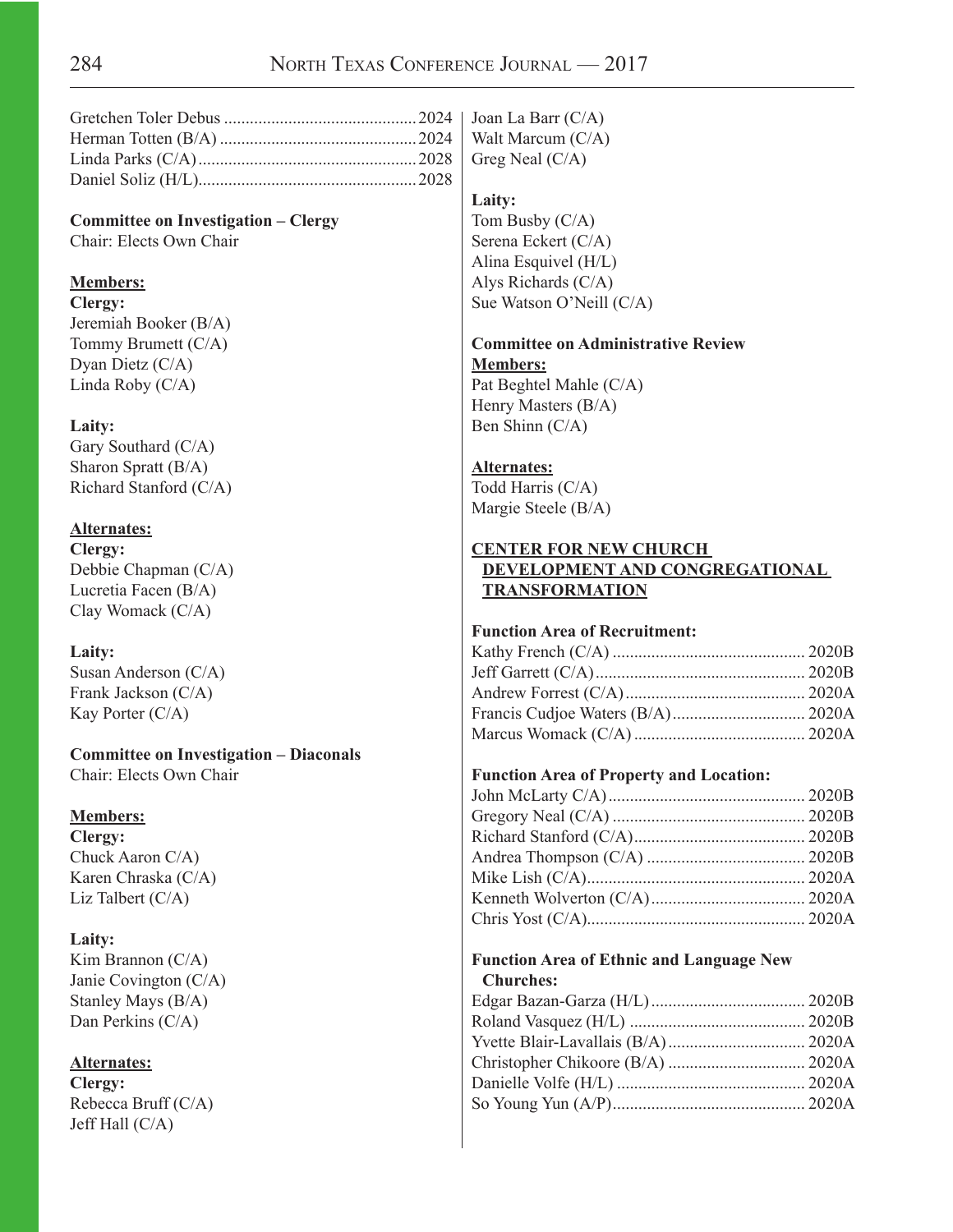Gretchen Toler Debus ............................................ 2024
Herman Totten (B/A) ............................................ 2024
Linda Parks (C/A) .................................................. 2028
Daniel Soliz (H/L) .................................................. 2028

**Committee on Investigation – Clergy**
Chair: Elects Own Chair

**Members:**
**Clergy:**
Jeremiah Booker (B/A)
Tommy Brumett (C/A)
Dyan Dietz (C/A)
Linda Roby (C/A)

**Laity:**
Gary Southard (C/A)
Sharon Spratt (B/A)
Richard Stanford (C/A)

**Alternates:**
**Clergy:**
Debbie Chapman (C/A)
Lucretia Facen (B/A)
Clay Womack (C/A)

**Laity:**
Susan Anderson (C/A)
Frank Jackson (C/A)
Kay Porter (C/A)

**Committee on Investigation – Diaconals**
Chair: Elects Own Chair

**Members:**
**Clergy:**
Chuck Aaron C/A)
Karen Chraska (C/A)
Liz Talbert (C/A)

**Laity:**
Kim Brannon (C/A)
Janie Covington (C/A)
Stanley Mays (B/A)
Dan Perkins (C/A)

**Alternates:**
**Clergy:**
Rebecca Bruff (C/A)
Jeff Hall (C/A)
Joan La Barr (C/A)
Walt Marcum (C/A)
Greg Neal (C/A)

**Laity:**
Tom Busby (C/A)
Serena Eckert (C/A)
Alina Esquivel (H/L)
Alys Richards (C/A)
Sue Watson O'Neill (C/A)

**Committee on Administrative Review**
**Members:**
Pat Beghtel Mahle (C/A)
Henry Masters (B/A)
Ben Shinn (C/A)

**Alternates:**
Todd Harris (C/A)
Margie Steele (B/A)

## CENTER FOR NEW CHURCH DEVELOPMENT AND CONGREGATIONAL TRANSFORMATION

**Function Area of Recruitment:**
Kathy French (C/A) ............................................ 2020B
Jeff Garrett (C/A) ................................................ 2020B
Andrew Forrest (C/A) .......................................... 2020A
Francis Cudjoe Waters (B/A) .............................. 2020A
Marcus Womack (C/A) ........................................ 2020A

**Function Area of Property and Location:**
John McLarty C/A) .............................................. 2020B
Gregory Neal (C/A) ............................................ 2020B
Richard Stanford (C/A) ........................................ 2020B
Andrea Thompson (C/A) ..................................... 2020B
Mike Lish (C/A) ................................................... 2020A
Kenneth Wolverton (C/A) .................................... 2020A
Chris Yost (C/A) .................................................. 2020A

**Function Area of Ethnic and Language New Churches:**
Edgar Bazan-Garza (H/L) .................................... 2020B
Roland Vasquez (H/L) ......................................... 2020B
Yvette Blair-Lavallais (B/A) ................................ 2020A
Christopher Chikoore (B/A) ................................ 2020A
Danielle Volfe (H/L) ............................................ 2020A
So Young Yun (A/P) ............................................ 2020A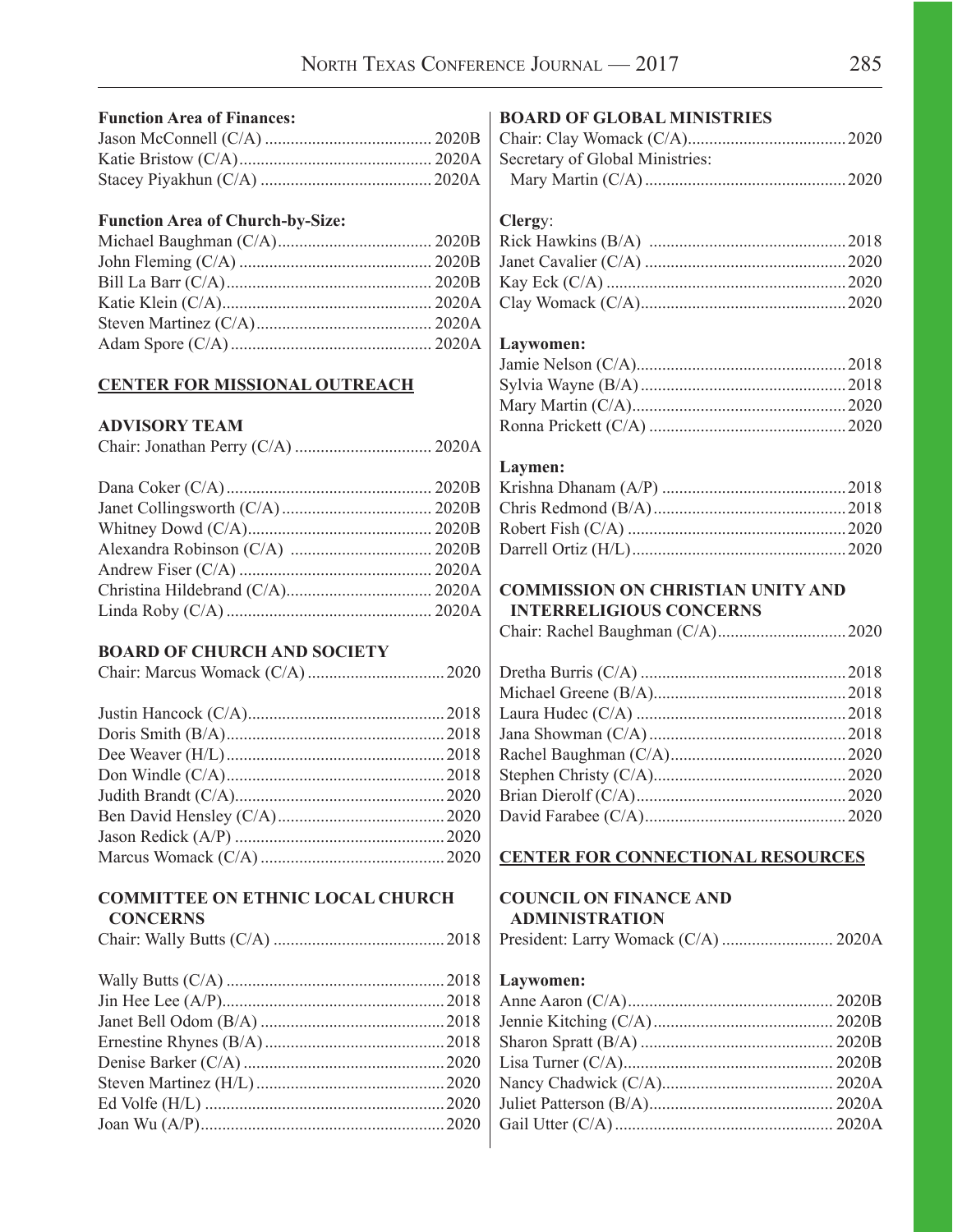**Function Area of Finances:**

Jason McConnell (C/A) ....................................... 2020B
Katie Bristow (C/A)............................................. 2020A
Stacey Piyakhun (C/A) ........................................ 2020A

**Function Area of Church-by-Size:**

Michael Baughman (C/A).................................... 2020B
John Fleming (C/A) ............................................. 2020B
Bill La Barr (C/A)................................................ 2020B
Katie Klein (C/A)................................................. 2020A
Steven Martinez (C/A)......................................... 2020A
Adam Spore (C/A) ............................................... 2020A

## CENTER FOR MISSIONAL OUTREACH

### ADVISORY TEAM

Chair: Jonathan Perry (C/A) ................................ 2020A

Dana Coker (C/A)................................................ 2020B
Janet Collingsworth (C/A)................................... 2020B
Whitney Dowd (C/A)........................................... 2020B
Alexandra Robinson (C/A) ................................. 2020B
Andrew Fiser (C/A) ............................................. 2020A
Christina Hildebrand (C/A).................................. 2020A
Linda Roby (C/A) ................................................ 2020A

### BOARD OF CHURCH AND SOCIETY

Chair: Marcus Womack (C/A) ................................ 2020

Justin Hancock (C/A)............................................. 2018
Doris Smith (B/A).................................................. 2018
Dee Weaver (H/L).................................................. 2018
Don Windle (C/A).................................................. 2018
Judith Brandt (C/A)................................................ 2020
Ben David Hensley (C/A)...................................... 2020
Jason Redick (A/P) ................................................ 2020
Marcus Womack (C/A) .......................................... 2020

### COMMITTEE ON ETHNIC LOCAL CHURCH CONCERNS

Chair: Wally Butts (C/A) ....................................... 2018

Wally Butts (C/A) .................................................. 2018
Jin Hee Lee (A/P)................................................... 2018
Janet Bell Odom (B/A) .......................................... 2018
Ernestine Rhynes (B/A)......................................... 2018
Denise Barker (C/A) .............................................. 2020
Steven Martinez (H/L)........................................... 2020
Ed Volfe (H/L) ...................................................... 2020
Joan Wu (A/P)........................................................ 2020

### BOARD OF GLOBAL MINISTRIES

Chair: Clay Womack (C/A).................................... 2020
Secretary of Global Ministries:
Mary Martin (C/A) .............................................. 2020

**Clergy**:

Rick Hawkins (B/A) ............................................. 2018
Janet Cavalier (C/A) .............................................. 2020
Kay Eck (C/A) ....................................................... 2020
Clay Womack (C/A)............................................... 2020

**Laywomen:**

Jamie Nelson (C/A)................................................ 2018
Sylvia Wayne (B/A) ............................................... 2018
Mary Martin (C/A)................................................. 2020
Ronna Prickett (C/A) ............................................. 2020

**Laymen:**

Krishna Dhanam (A/P) .......................................... 2018
Chris Redmond (B/A)............................................ 2018
Robert Fish (C/A) .................................................. 2020
Darrell Ortiz (H/L)................................................. 2020

### COMMISSION ON CHRISTIAN UNITY AND INTERRELIGIOUS CONCERNS

Chair: Rachel Baughman (C/A).............................. 2020

Dretha Burris (C/A) ............................................... 2018
Michael Greene (B/A)............................................ 2018
Laura Hudec (C/A) ................................................ 2018
Jana Showman (C/A)............................................. 2018
Rachel Baughman (C/A)........................................ 2020
Stephen Christy (C/A)............................................ 2020
Brian Dierolf (C/A)................................................ 2020
David Farabee (C/A).............................................. 2020

## CENTER FOR CONNECTIONAL RESOURCES

### COUNCIL ON FINANCE AND ADMINISTRATION

President: Larry Womack (C/A) .......................... 2020A

**Laywomen:**

Anne Aaron (C/A)................................................ 2020B
Jennie Kitching (C/A).......................................... 2020B
Sharon Spratt (B/A) ............................................. 2020B
Lisa Turner (C/A)................................................. 2020B
Nancy Chadwick (C/A)........................................ 2020A
Juliet Patterson (B/A)........................................... 2020A
Gail Utter (C/A) ................................................... 2020A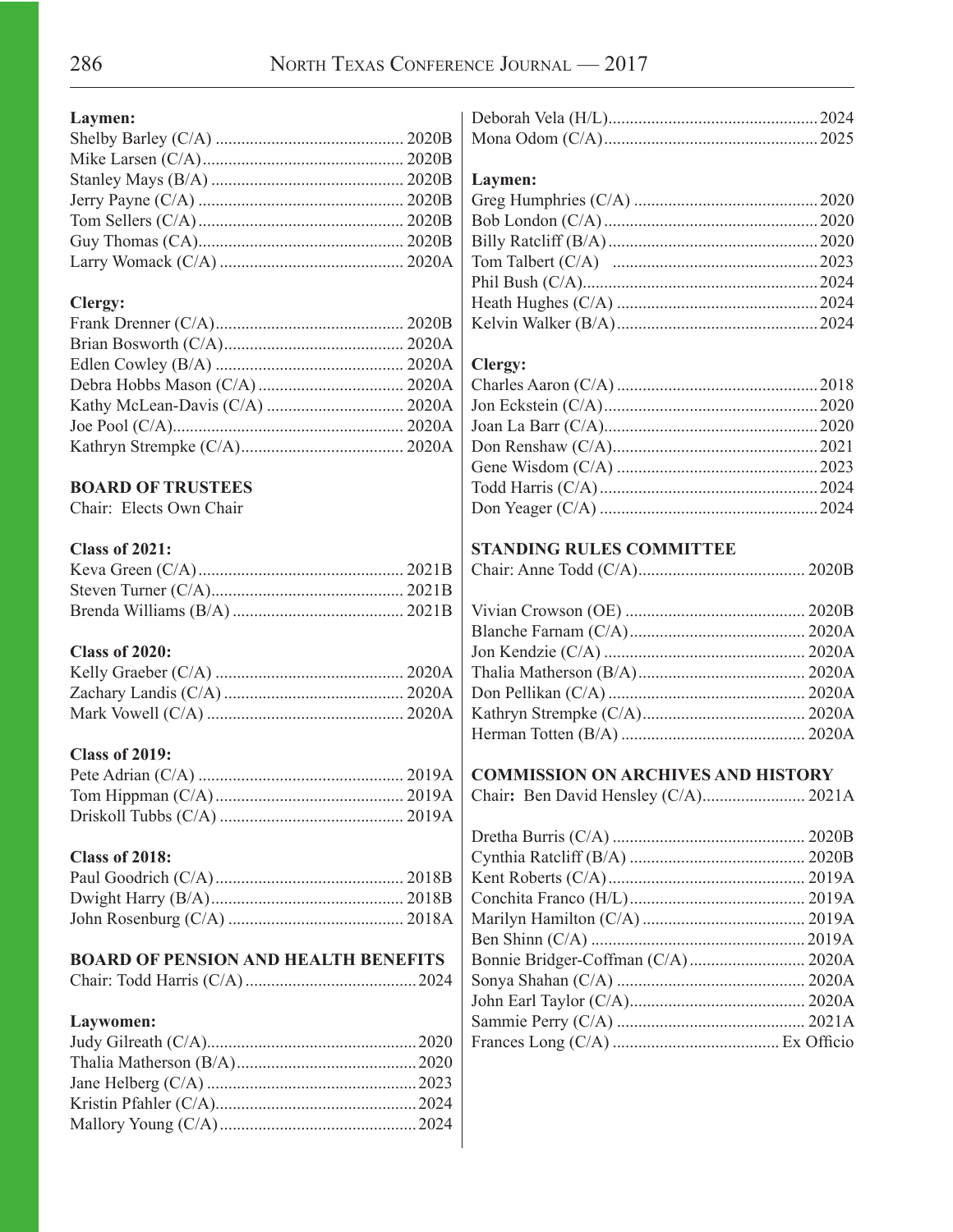**Laymen:**

Shelby Barley (C/A) ........................................... 2020B
Mike Larsen (C/A).............................................. 2020B
Stanley Mays (B/A) ............................................ 2020B
Jerry Payne (C/A) ............................................... 2020B
Tom Sellers (C/A)............................................... 2020B
Guy Thomas (CA)............................................... 2020B
Larry Womack (C/A) .......................................... 2020A

**Clergy:**

Frank Drenner (C/A)........................................... 2020B
Brian Bosworth (C/A)......................................... 2020A
Edlen Cowley (B/A) ........................................... 2020A
Debra Hobbs Mason (C/A) ................................. 2020A
Kathy McLean-Davis (C/A) ............................... 2020A
Joe Pool (C/A)..................................................... 2020A
Kathryn Strempke (C/A)..................................... 2020A

**BOARD OF TRUSTEES**

Chair: Elects Own Chair

**Class of 2021:**

Keva Green (C/A)............................................... 2021B
Steven Turner (C/A)............................................ 2021B
Brenda Williams (B/A) ....................................... 2021B

**Class of 2020:**

Kelly Graeber (C/A) ........................................... 2020A
Zachary Landis (C/A) ......................................... 2020A
Mark Vowell (C/A) ............................................. 2020A

**Class of 2019:**

Pete Adrian (C/A) ............................................... 2019A
Tom Hippman (C/A)........................................... 2019A
Driskoll Tubbs (C/A) .......................................... 2019A

**Class of 2018:**

Paul Goodrich (C/A)........................................... 2018B
Dwight Harry (B/A)............................................ 2018B
John Rosenburg (C/A) ........................................ 2018A

**BOARD OF PENSION AND HEALTH BENEFITS**

Chair: Todd Harris (C/A).......................................2024

**Laywomen:**

Judy Gilreath (C/A)................................................2020
Thalia Matherson (B/A).........................................2020
Jane Helberg (C/A) ................................................2023
Kristin Pfahler (C/A)..............................................2024
Mallory Young (C/A).............................................2024
Deborah Vela (H/L)................................................2024
Mona Odom (C/A)..................................................2025

**Laymen:**

Greg Humphries (C/A) ...........................................2020
Bob London (C/A) ..................................................2020
Billy Ratcliff (B/A).................................................2020
Tom Talbert (C/A) ................................................2023
Phil Bush (C/A).......................................................2024
Heath Hughes (C/A) ...............................................2024
Kelvin Walker (B/A)...............................................2024

**Clergy:**

Charles Aaron (C/A) ...............................................2018
Jon Eckstein (C/A)..................................................2020
Joan La Barr (C/A)..................................................2020
Don Renshaw (C/A)................................................2021
Gene Wisdom (C/A) ...............................................2023
Todd Harris (C/A)...................................................2024
Don Yeager (C/A) ...................................................2024

**STANDING RULES COMMITTEE**

Chair: Anne Todd (C/A)....................................... 2020B

Vivian Crowson (OE) .......................................... 2020B
Blanche Farnam (C/A)......................................... 2020A
Jon Kendzie (C/A) ............................................... 2020A
Thalia Matherson (B/A)....................................... 2020A
Don Pellikan (C/A) .............................................. 2020A
Kathryn Strempke (C/A)...................................... 2020A
Herman Totten (B/A) ........................................... 2020A

**COMMISSION ON ARCHIVES AND HISTORY**

Chair**:** Ben David Hensley (C/A)........................ 2021A

Dretha Burris (C/A) ............................................. 2020B
Cynthia Ratcliff (B/A) ......................................... 2020B
Kent Roberts (C/A).............................................. 2019A
Conchita Franco (H/L)......................................... 2019A
Marilyn Hamilton (C/A) ...................................... 2019A
Ben Shinn (C/A) .................................................. 2019A
Bonnie Bridger-Coffman (C/A)........................... 2020A
Sonya Shahan (C/A) ............................................ 2020A
John Earl Taylor (C/A)......................................... 2020A
Sammie Perry (C/A) ............................................ 2021A
Frances Long (C/A) ....................................... Ex Officio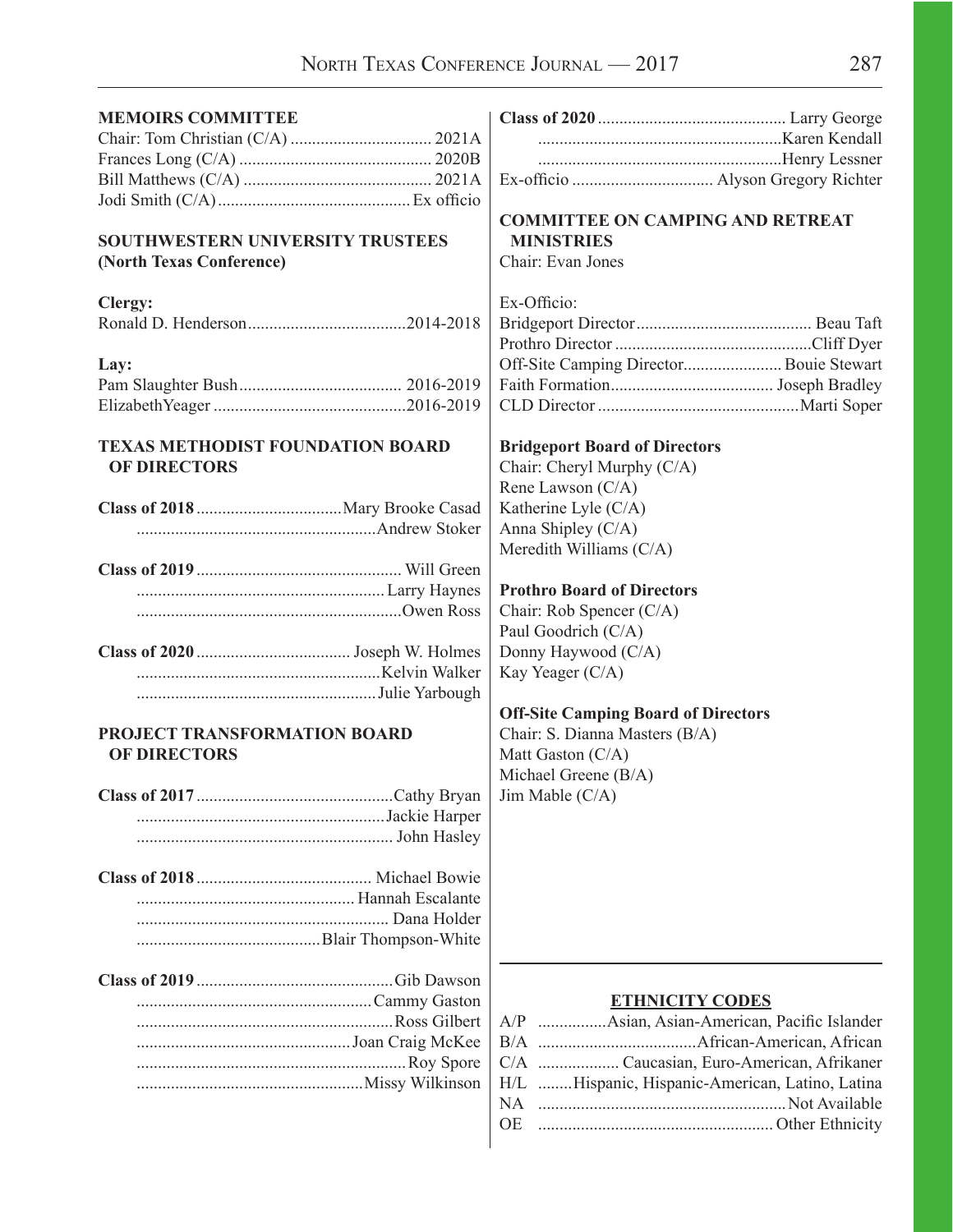## MEMOIRS COMMITTEE

Chair: Tom Christian (C/A) ................................ 2021A
Frances Long (C/A) ............................................ 2020B
Bill Matthews (C/A) ........................................... 2021A
Jodi Smith (C/A) ............................................ Ex officio

## SOUTHWESTERN UNIVERSITY TRUSTEES (North Texas Conference)

**Clergy:**
Ronald D. Henderson....................................2014-2018

**Lay:**
Pam Slaughter Bush..................................... 2016-2019
ElizabethYeager ............................................2016-2019

## TEXAS METHODIST FOUNDATION BOARD OF DIRECTORS

**Class of 2018** .................................Mary Brooke Casad
........................................................Andrew Stoker

**Class of 2019** ............................................... Will Green
......................................................... Larry Haynes
.............................................................Owen Ross

**Class of 2020** .................................... Joseph W. Holmes
.........................................................Kelvin Walker
........................................................Julie Yarbough

## PROJECT TRANSFORMATION BOARD OF DIRECTORS

**Class of 2017** .............................................Cathy Bryan
.........................................................Jackie Harper
........................................................... John Hasley

**Class of 2018** ........................................ Michael Bowie
.................................................. Hannah Escalante
.......................................................... Dana Holder
..........................................Blair Thompson-White

**Class of 2019** .............................................Gib Dawson
......................................................Cammy Gaston
...........................................................Ross Gilbert
.................................................Joan Craig McKee
...............................................................Roy Spore
....................................................Missy Wilkinson

**Class of 2020** ........................................... Larry George
........................................................Karen Kendall
........................................................Henry Lessner
Ex-officio ................................ Alyson Gregory Richter

## COMMITTEE ON CAMPING AND RETREAT MINISTRIES

Chair: Evan Jones

Ex-Officio:
Bridgeport Director........................................ Beau Taft
Prothro Director .............................................Cliff Dyer
Off-Site Camping Director...................... Bouie Stewart
Faith Formation..................................... Joseph Bradley
CLD Director ..............................................Marti Soper

**Bridgeport Board of Directors**
Chair: Cheryl Murphy (C/A)
Rene Lawson (C/A)
Katherine Lyle (C/A)
Anna Shipley (C/A)
Meredith Williams (C/A)

**Prothro Board of Directors**
Chair: Rob Spencer (C/A)
Paul Goodrich (C/A)
Donny Haywood (C/A)
Kay Yeager (C/A)

**Off-Site Camping Board of Directors**
Chair: S. Dianna Masters (B/A)
Matt Gaston (C/A)
Michael Greene (B/A)
Jim Mable (C/A)

## ETHNICITY CODES

A/P ................Asian, Asian-American, Pacific Islander
B/A ....................................African-American, African
C/A .................. Caucasian, Euro-American, Afrikaner
H/L ........Hispanic, Hispanic-American, Latino, Latina
NA .........................................................Not Available
OE ...................................................... Other Ethnicity